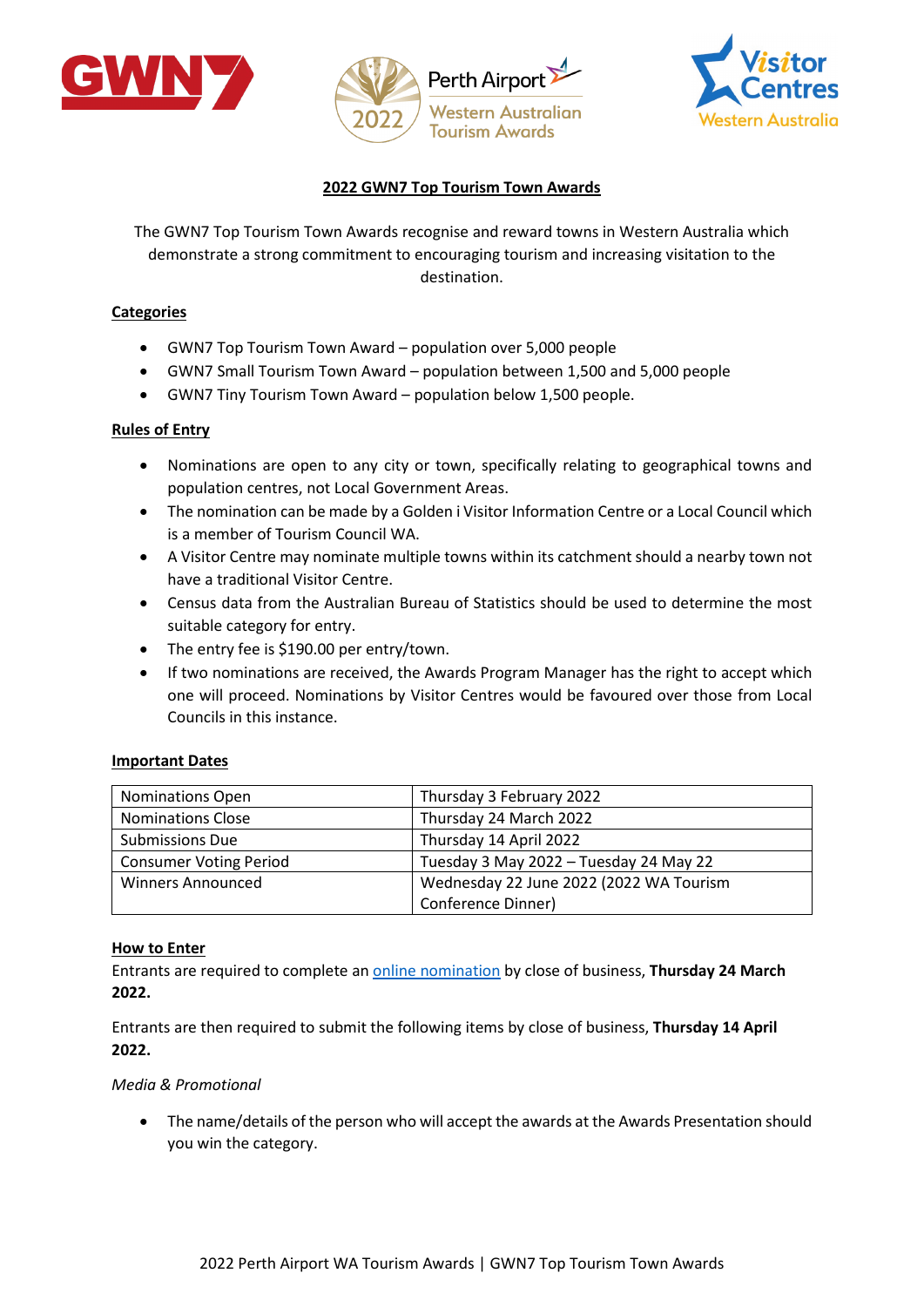# 2022 GWN7 Top Tourism Town Awards

The GWN7 Top Tourism Town Awards recognise and reward towns in Western Australia which demonstrate a strong commitment to encouraging tourism and increasing visitation to the destination.

## Categories

- GWN7 Top Tourism Town Award – population over 5,000 people
- GWN7 Small Tourism Town Award – population between 1,500 and 5,000 people
- GWN7 Tiny Tourism Town Award – population below 1,500 people.

## Rules of Entry

- Nominations are open to any city or town, specifically relating to geographical towns and population centres, not Local Government Areas.
- The nomination can be made by a Golden i Visitor Information Centre or a Local Council which is a member of Tourism Council WA.
- A Visitor Centre may nominate multiple towns within its catchment should a nearby town not have a traditional Visitor Centre.
- Census data from the Australian Bureau of Statistics should be used to determine the most suitable category for entry.
- The entry fee is $190.00 per entry/town.
- If two nominations are received, the Awards Program Manager has the right to accept which one will proceed. Nominations by Visitor Centres would be favoured over those from Local Councils in this instance.

## Important Dates

| | |
|---|---|
| Nominations Open | Thursday 3 February 2022 |
| Nominations Close | Thursday 24 March 2022 |
| Submissions Due | Thursday 14 April 2022 |
| Consumer Voting Period | Tuesday 3 May 2022 – Tuesday 24 May 22 |
| Winners Announced | Wednesday 22 June 2022 (2022 WA Tourism Conference Dinner) |

## How to Enter

Entrants are required to complete an online nomination by close of business, **Thursday 24 March 2022.**

Entrants are then required to submit the following items by close of business, **Thursday 14 April 2022.**

*Media & Promotional*

- The name/details of the person who will accept the awards at the Awards Presentation should you win the category.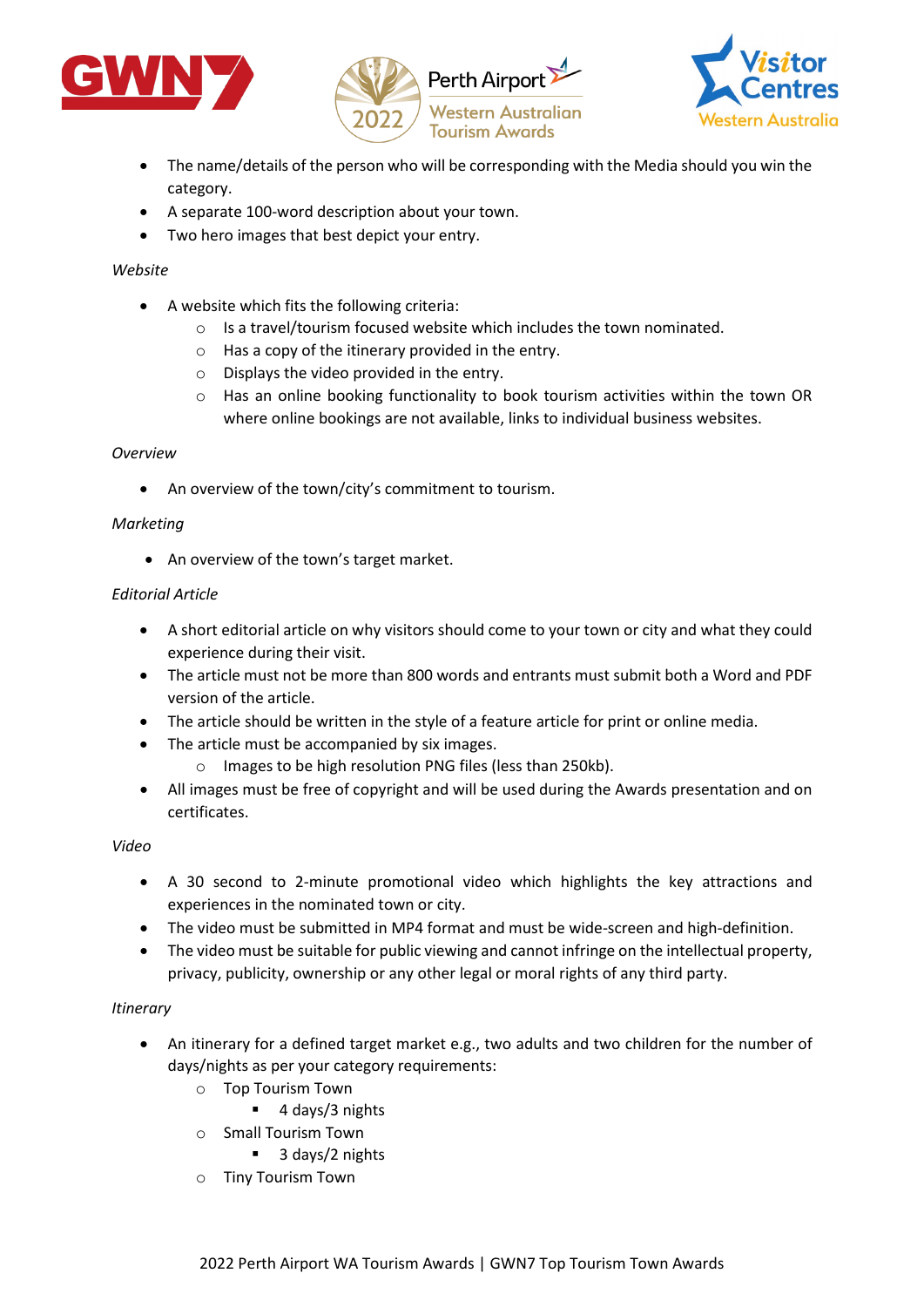- The name/details of the person who will be corresponding with the Media should you win the category.
- A separate 100-word description about your town.
- Two hero images that best depict your entry.

*Website*

- A website which fits the following criteria:
  - Is a travel/tourism focused website which includes the town nominated.
  - Has a copy of the itinerary provided in the entry.
  - Displays the video provided in the entry.
  - Has an online booking functionality to book tourism activities within the town OR where online bookings are not available, links to individual business websites.

*Overview*

- An overview of the town/city's commitment to tourism.

*Marketing*

- An overview of the town's target market.

*Editorial Article*

- A short editorial article on why visitors should come to your town or city and what they could experience during their visit.
- The article must not be more than 800 words and entrants must submit both a Word and PDF version of the article.
- The article should be written in the style of a feature article for print or online media.
- The article must be accompanied by six images.
  - Images to be high resolution PNG files (less than 250kb).
- All images must be free of copyright and will be used during the Awards presentation and on certificates.

*Video*

- A 30 second to 2-minute promotional video which highlights the key attractions and experiences in the nominated town or city.
- The video must be submitted in MP4 format and must be wide-screen and high-definition.
- The video must be suitable for public viewing and cannot infringe on the intellectual property, privacy, publicity, ownership or any other legal or moral rights of any third party.

*Itinerary*

- An itinerary for a defined target market e.g., two adults and two children for the number of days/nights as per your category requirements:
  - Top Tourism Town
    - 4 days/3 nights
  - Small Tourism Town
    - 3 days/2 nights
  - Tiny Tourism Town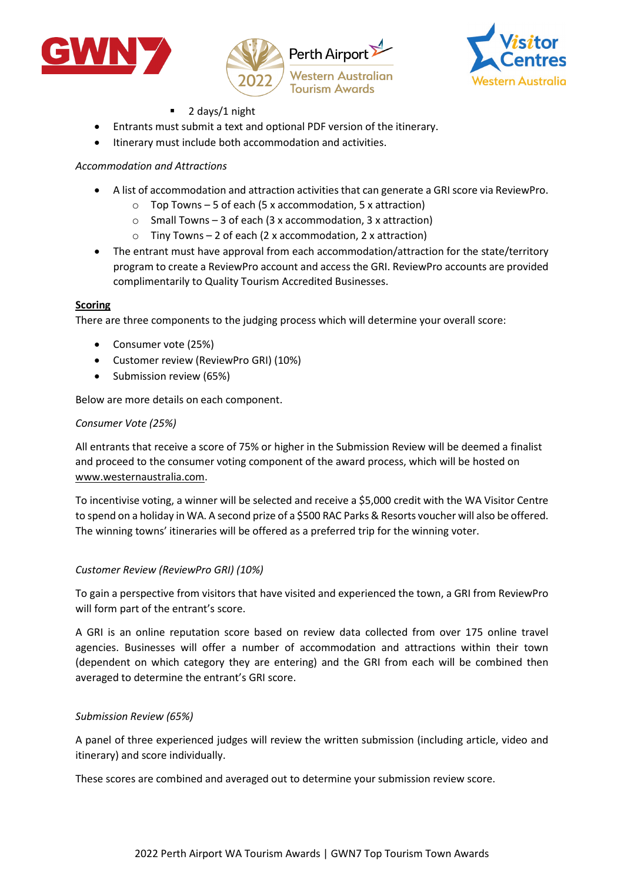- 2 days/1 night
- Entrants must submit a text and optional PDF version of the itinerary.
- Itinerary must include both accommodation and activities.

*Accommodation and Attractions*

- A list of accommodation and attraction activities that can generate a GRI score via ReviewPro.
  - Top Towns – 5 of each (5 x accommodation, 5 x attraction)
  - Small Towns – 3 of each (3 x accommodation, 3 x attraction)
  - Tiny Towns – 2 of each (2 x accommodation, 2 x attraction)
- The entrant must have approval from each accommodation/attraction for the state/territory program to create a ReviewPro account and access the GRI. ReviewPro accounts are provided complimentarily to Quality Tourism Accredited Businesses.

**Scoring**

There are three components to the judging process which will determine your overall score:

- Consumer vote (25%)
- Customer review (ReviewPro GRI) (10%)
- Submission review (65%)

Below are more details on each component.

*Consumer Vote (25%)*

All entrants that receive a score of 75% or higher in the Submission Review will be deemed a finalist and proceed to the consumer voting component of the award process, which will be hosted on www.westernaustralia.com.

To incentivise voting, a winner will be selected and receive a $5,000 credit with the WA Visitor Centre to spend on a holiday in WA. A second prize of a $500 RAC Parks & Resorts voucher will also be offered. The winning towns' itineraries will be offered as a preferred trip for the winning voter.

*Customer Review (ReviewPro GRI) (10%)*

To gain a perspective from visitors that have visited and experienced the town, a GRI from ReviewPro will form part of the entrant's score.

A GRI is an online reputation score based on review data collected from over 175 online travel agencies. Businesses will offer a number of accommodation and attractions within their town (dependent on which category they are entering) and the GRI from each will be combined then averaged to determine the entrant's GRI score.

*Submission Review (65%)*

A panel of three experienced judges will review the written submission (including article, video and itinerary) and score individually.

These scores are combined and averaged out to determine your submission review score.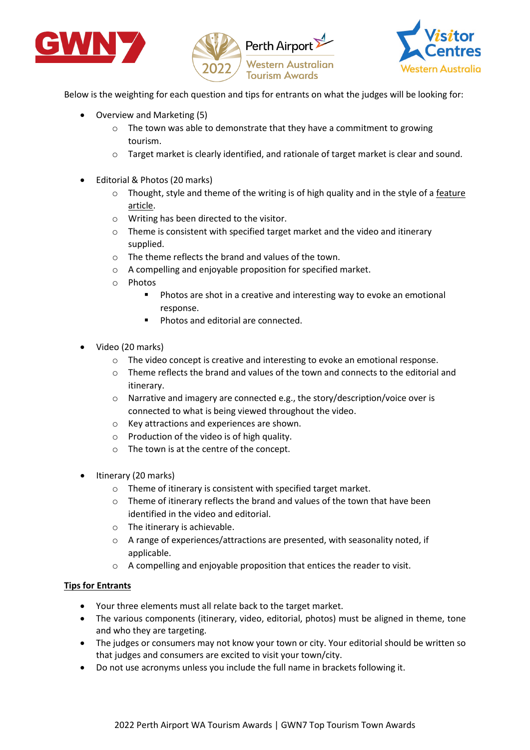Below is the weighting for each question and tips for entrants on what the judges will be looking for:

- Overview and Marketing (5)
  - The town was able to demonstrate that they have a commitment to growing tourism.
  - Target market is clearly identified, and rationale of target market is clear and sound.

- Editorial & Photos (20 marks)
  - Thought, style and theme of the writing is of high quality and in the style of a feature article.
  - Writing has been directed to the visitor.
  - Theme is consistent with specified target market and the video and itinerary supplied.
  - The theme reflects the brand and values of the town.
  - A compelling and enjoyable proposition for specified market.
  - Photos
    - Photos are shot in a creative and interesting way to evoke an emotional response.
    - Photos and editorial are connected.

- Video (20 marks)
  - The video concept is creative and interesting to evoke an emotional response.
  - Theme reflects the brand and values of the town and connects to the editorial and itinerary.
  - Narrative and imagery are connected e.g., the story/description/voice over is connected to what is being viewed throughout the video.
  - Key attractions and experiences are shown.
  - Production of the video is of high quality.
  - The town is at the centre of the concept.

- Itinerary (20 marks)
  - Theme of itinerary is consistent with specified target market.
  - Theme of itinerary reflects the brand and values of the town that have been identified in the video and editorial.
  - The itinerary is achievable.
  - A range of experiences/attractions are presented, with seasonality noted, if applicable.
  - A compelling and enjoyable proposition that entices the reader to visit.

**Tips for Entrants**

- Your three elements must all relate back to the target market.
- The various components (itinerary, video, editorial, photos) must be aligned in theme, tone and who they are targeting.
- The judges or consumers may not know your town or city. Your editorial should be written so that judges and consumers are excited to visit your town/city.
- Do not use acronyms unless you include the full name in brackets following it.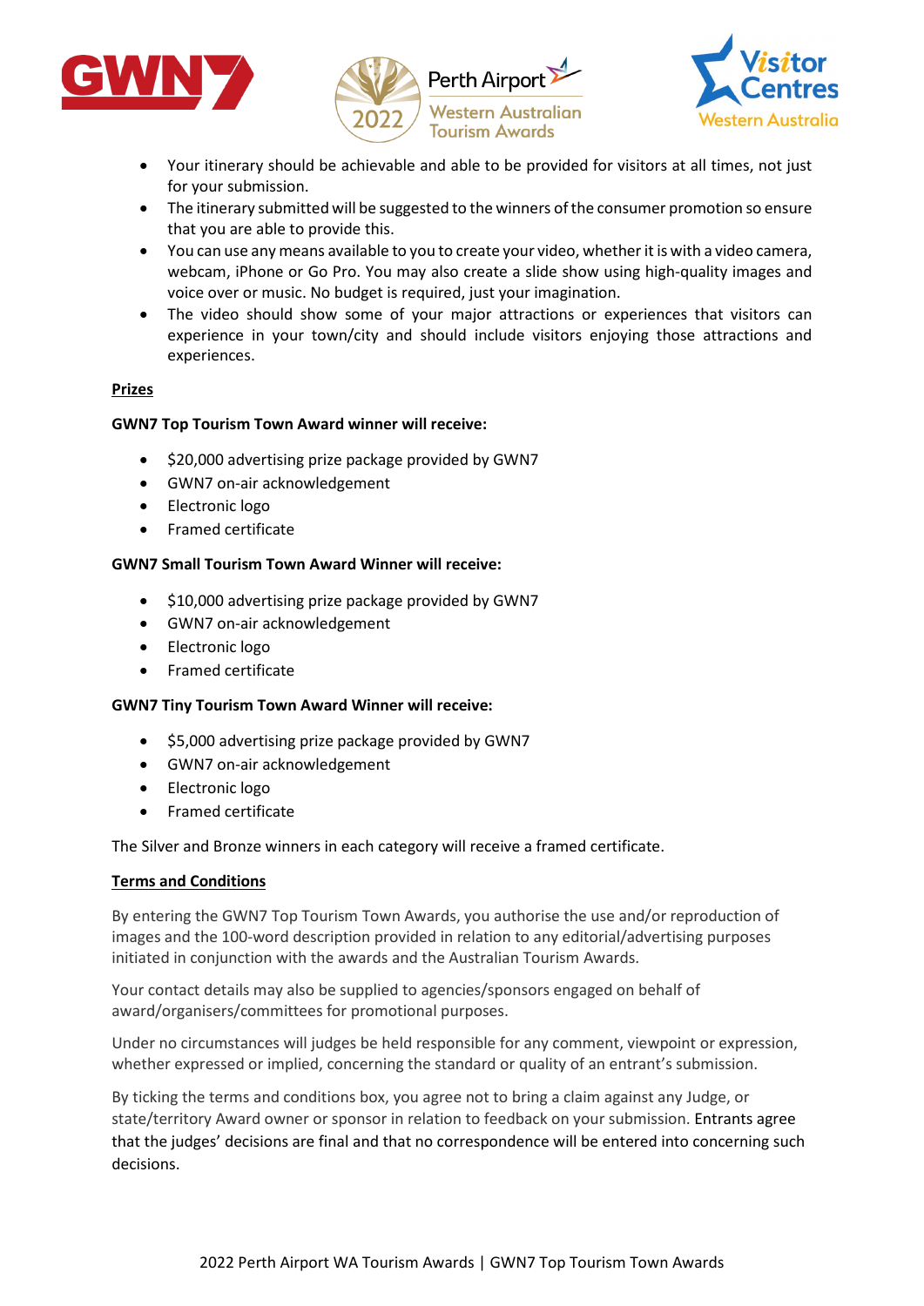- Your itinerary should be achievable and able to be provided for visitors at all times, not just for your submission.
- The itinerary submitted will be suggested to the winners of the consumer promotion so ensure that you are able to provide this.
- You can use any means available to you to create your video, whether it is with a video camera, webcam, iPhone or Go Pro. You may also create a slide show using high-quality images and voice over or music. No budget is required, just your imagination.
- The video should show some of your major attractions or experiences that visitors can experience in your town/city and should include visitors enjoying those attractions and experiences.

**Prizes**

**GWN7 Top Tourism Town Award winner will receive:**

- $20,000 advertising prize package provided by GWN7
- GWN7 on-air acknowledgement
- Electronic logo
- Framed certificate

**GWN7 Small Tourism Town Award Winner will receive:**

- $10,000 advertising prize package provided by GWN7
- GWN7 on-air acknowledgement
- Electronic logo
- Framed certificate

**GWN7 Tiny Tourism Town Award Winner will receive:**

- $5,000 advertising prize package provided by GWN7
- GWN7 on-air acknowledgement
- Electronic logo
- Framed certificate

The Silver and Bronze winners in each category will receive a framed certificate.

**Terms and Conditions**

By entering the GWN7 Top Tourism Town Awards, you authorise the use and/or reproduction of images and the 100-word description provided in relation to any editorial/advertising purposes initiated in conjunction with the awards and the Australian Tourism Awards.

Your contact details may also be supplied to agencies/sponsors engaged on behalf of award/organisers/committees for promotional purposes.

Under no circumstances will judges be held responsible for any comment, viewpoint or expression, whether expressed or implied, concerning the standard or quality of an entrant's submission.

By ticking the terms and conditions box, you agree not to bring a claim against any Judge, or state/territory Award owner or sponsor in relation to feedback on your submission. Entrants agree that the judges' decisions are final and that no correspondence will be entered into concerning such decisions.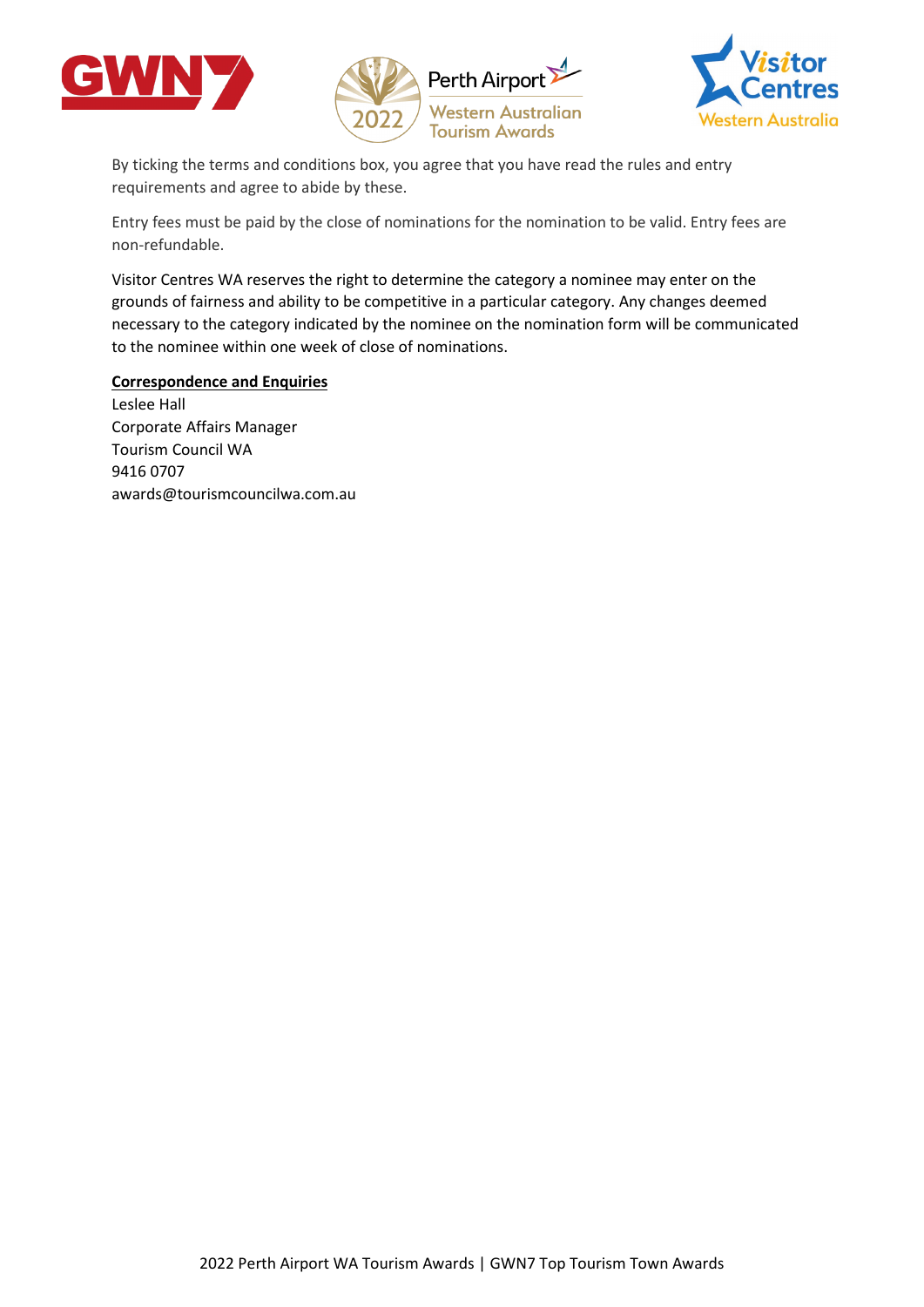By ticking the terms and conditions box, you agree that you have read the rules and entry requirements and agree to abide by these.

Entry fees must be paid by the close of nominations for the nomination to be valid. Entry fees are non-refundable.

Visitor Centres WA reserves the right to determine the category a nominee may enter on the grounds of fairness and ability to be competitive in a particular category. Any changes deemed necessary to the category indicated by the nominee on the nomination form will be communicated to the nominee within one week of close of nominations.

**Correspondence and Enquiries**

Leslee Hall
Corporate Affairs Manager
Tourism Council WA
9416 0707
awards@tourismcouncilwa.com.au